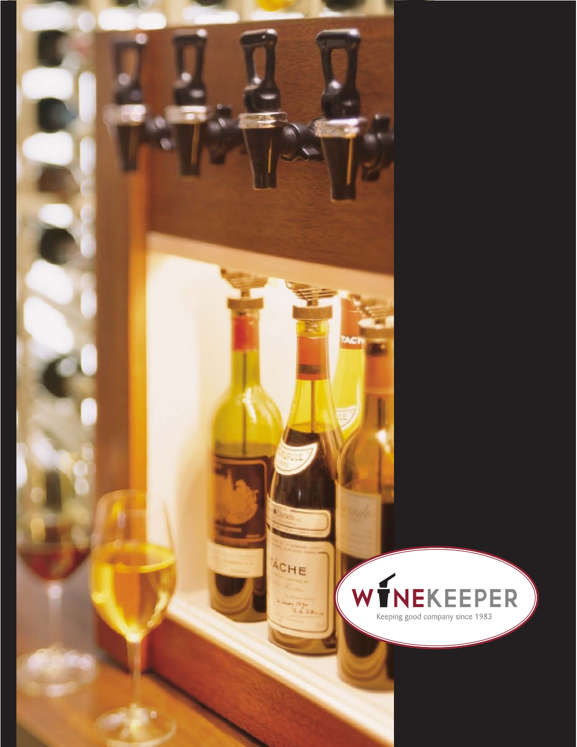# WINEKEEPER

Keeping good company since 1983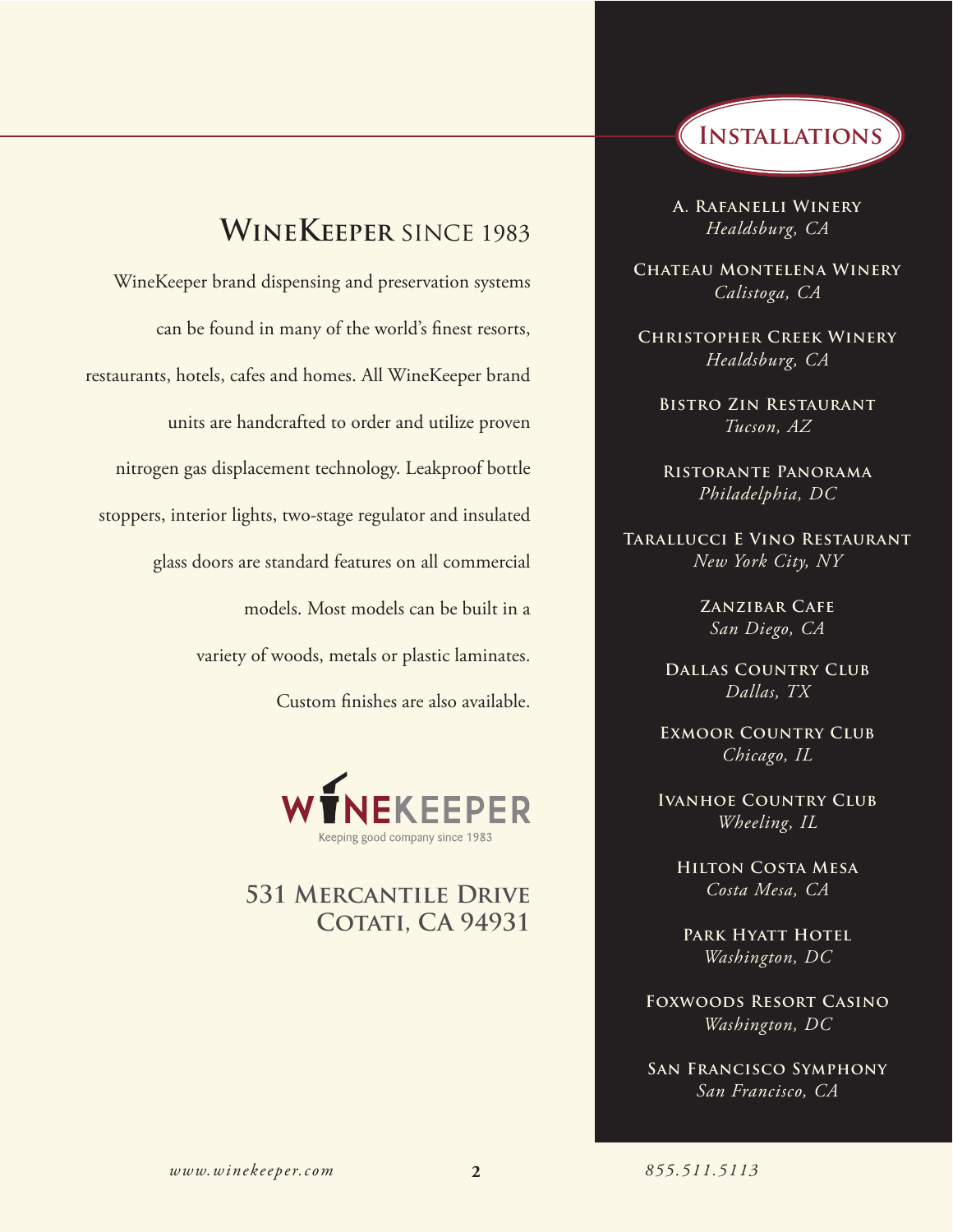## WineKeeper since 1983

WineKeeper brand dispensing and preservation systems can be found in many of the world's finest resorts, restaurants, hotels, cafes and homes. All WineKeeper brand units are handcrafted to order and utilize proven nitrogen gas displacement technology. Leakproof bottle stoppers, interior lights, two-stage regulator and insulated glass doors are standard features on all commercial models. Most models can be built in a variety of woods, metals or plastic laminates. Custom finishes are also available.

WINEKEEPER
Keeping good company since 1983

**531 Mercantile Drive**
**Cotati, CA 94931**

## Installations

**A. Rafanelli Winery**
*Healdsburg, CA*

**Chateau Montelena Winery**
*Calistoga, CA*

**Christopher Creek Winery**
*Healdsburg, CA*

**Bistro Zin Restaurant**
*Tucson, AZ*

**Ristorante Panorama**
*Philadelphia, DC*

**Tarallucci e Vino Restaurant**
*New York City, NY*

**Zanzibar Cafe**
*San Diego, CA*

**Dallas Country Club**
*Dallas, TX*

**Exmoor Country Club**
*Chicago, IL*

**Ivanhoe Country Club**
*Wheeling, IL*

**Hilton Costa Mesa**
*Costa Mesa, CA*

**Park Hyatt Hotel**
*Washington, DC*

**Foxwoods Resort Casino**
*Washington, DC*

**San Francisco Symphony**
*San Francisco, CA*

*www.winekeeper.com*

*855.511.5113*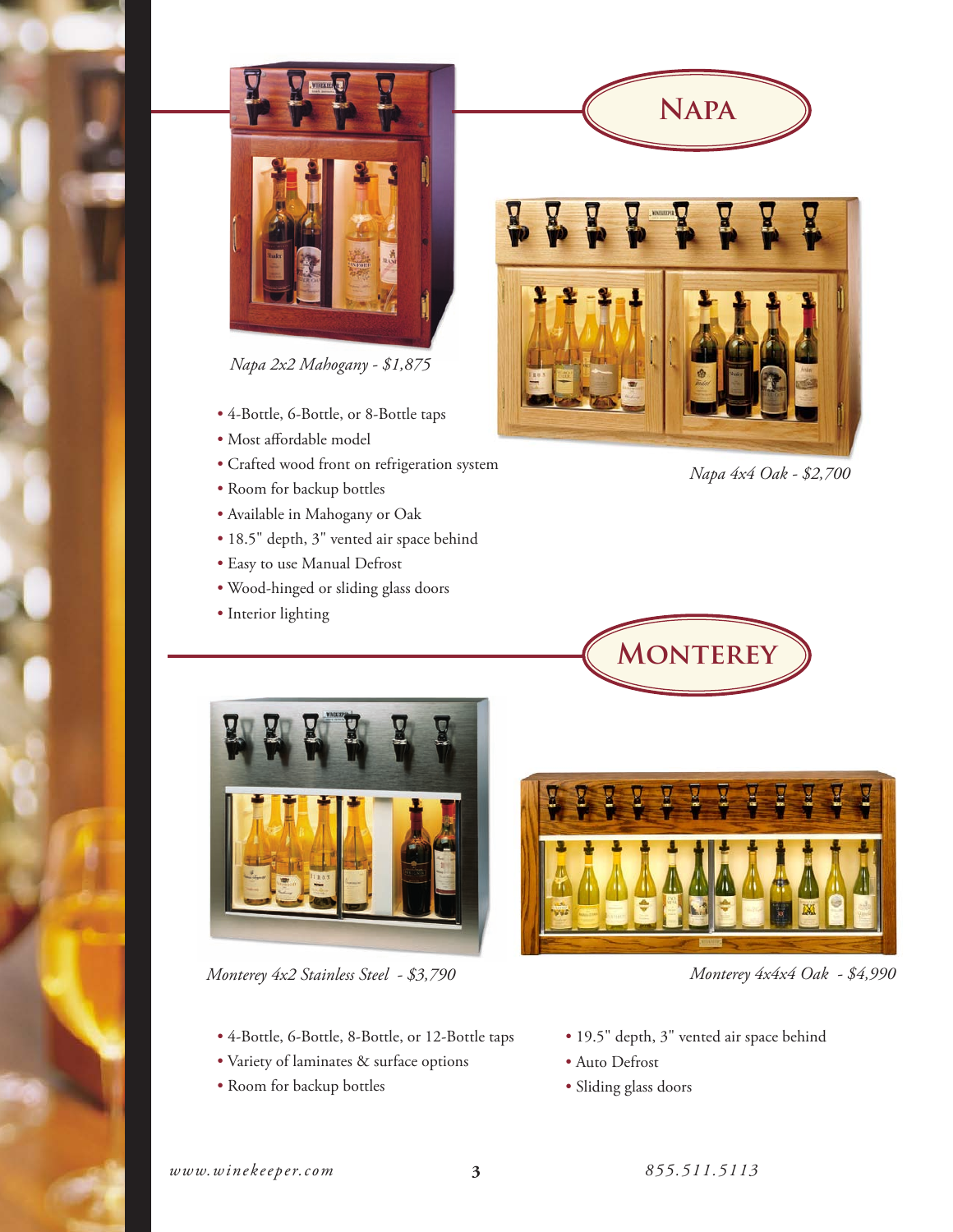## Napa

*Napa 2x2 Mahogany - $1,875*

*Napa 4x4 Oak - $2,700*

- 4-Bottle, 6-Bottle, or 8-Bottle taps
- Most affordable model
- Crafted wood front on refrigeration system
- Room for backup bottles
- Available in Mahogany or Oak
- 18.5" depth, 3" vented air space behind
- Easy to use Manual Defrost
- Wood-hinged or sliding glass doors
- Interior lighting

## Monterey

*Monterey 4x2 Stainless Steel - $3,790*

*Monterey 4x4x4 Oak - $4,990*

- 4-Bottle, 6-Bottle, 8-Bottle, or 12-Bottle taps
- Variety of laminates & surface options
- Room for backup bottles
- 19.5" depth, 3" vented air space behind
- Auto Defrost
- Sliding glass doors

*www.winekeeper.com* *855.511.5113*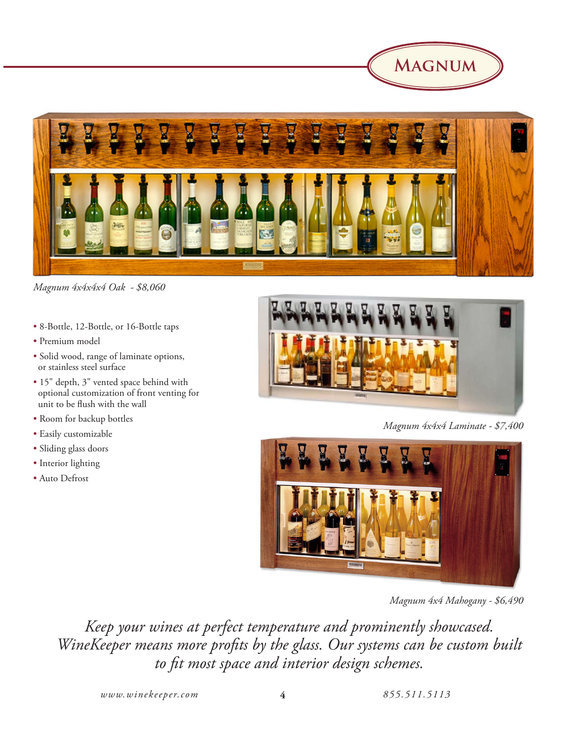# Magnum

*Magnum 4x4x4x4 Oak - $8,060*

- 8-Bottle, 12-Bottle, or 16-Bottle taps
- Premium model
- Solid wood, range of laminate options, or stainless steel surface
- 15" depth, 3" vented space behind with optional customization of front venting for unit to be flush with the wall
- Room for backup bottles
- Easily customizable
- Sliding glass doors
- Interior lighting
- Auto Defrost

*Magnum 4x4x4 Laminate - $7,400*

*Magnum 4x4 Mahogany - $6,490*

*Keep your wines at perfect temperature and prominently showcased. WineKeeper means more profits by the glass. Our systems can be custom built to fit most space and interior design schemes.*

*www.winekeeper.com* *855.511.5113*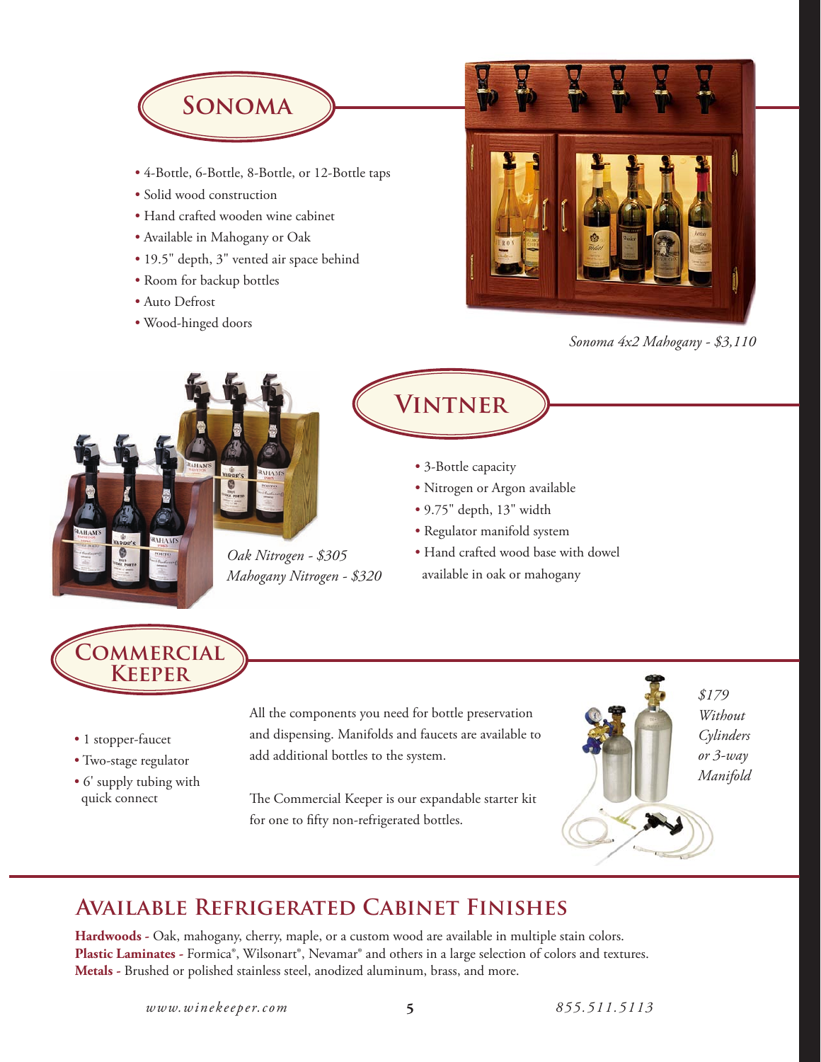## Sonoma

- 4-Bottle, 6-Bottle, 8-Bottle, or 12-Bottle taps
- Solid wood construction
- Hand crafted wooden wine cabinet
- Available in Mahogany or Oak
- 19.5" depth, 3" vented air space behind
- Room for backup bottles
- Auto Defrost
- Wood-hinged doors

*Sonoma 4x2 Mahogany - $3,110*

## Vintner

- 3-Bottle capacity
- Nitrogen or Argon available
- 9.75" depth, 13" width
- Regulator manifold system
- Hand crafted wood base with dowel available in oak or mahogany

*Oak Nitrogen - $305*
*Mahogany Nitrogen - $320*

## Commercial Keeper

- 1 stopper-faucet
- Two-stage regulator
- 6' supply tubing with quick connect

All the components you need for bottle preservation and dispensing. Manifolds and faucets are available to add additional bottles to the system.

The Commercial Keeper is our expandable starter kit for one to fifty non-refrigerated bottles.

*$179 Without Cylinders or 3-way Manifold*

## Available Refrigerated Cabinet Finishes

**Hardwoods -** Oak, mahogany, cherry, maple, or a custom wood are available in multiple stain colors.
**Plastic Laminates -** Formica®, Wilsonart®, Nevamar® and others in a large selection of colors and textures.
**Metals -** Brushed or polished stainless steel, anodized aluminum, brass, and more.

*www.winekeeper.com* *855.511.5113*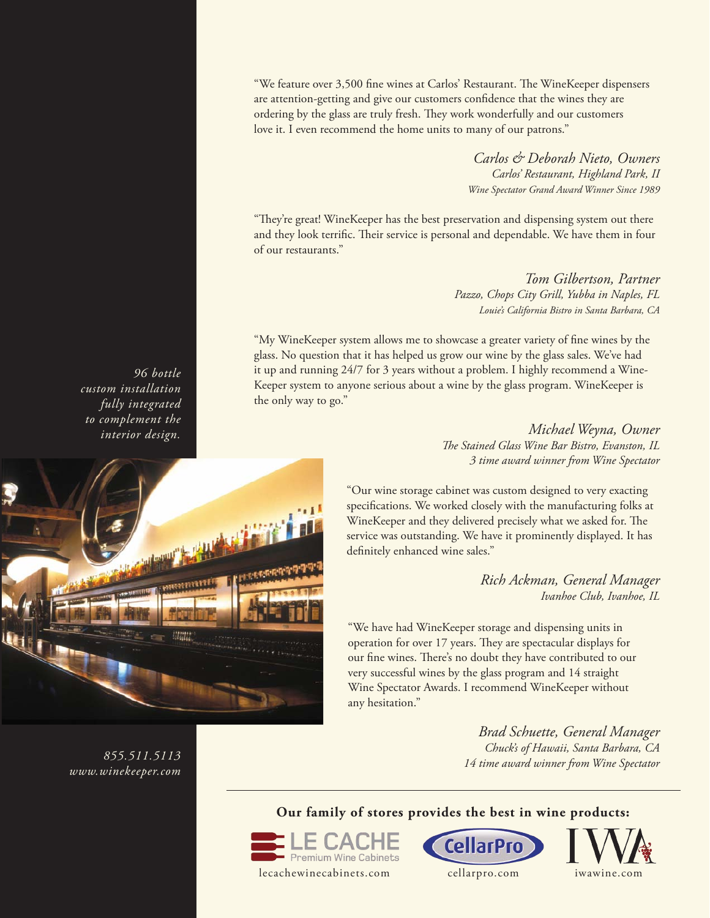"We feature over 3,500 fine wines at Carlos' Restaurant. The WineKeeper dispensers are attention-getting and give our customers confidence that the wines they are ordering by the glass are truly fresh. They work wonderfully and our customers love it. I even recommend the home units to many of our patrons."

*Carlos & Deborah Nieto, Owners*
*Carlos' Restaurant, Highland Park, Il*
*Wine Spectator Grand Award Winner Since 1989*

"They're great! WineKeeper has the best preservation and dispensing system out there and they look terrific. Their service is personal and dependable. We have them in four of our restaurants."

*Tom Gilbertson, Partner*
*Pazzo, Chops City Grill, Yubba in Naples, FL*
*Louie's California Bistro in Santa Barbara, CA*

"My WineKeeper system allows me to showcase a greater variety of fine wines by the glass. No question that it has helped us grow our wine by the glass sales. We've had it up and running 24/7 for 3 years without a problem. I highly recommend a Wine-Keeper system to anyone serious about a wine by the glass program. WineKeeper is the only way to go."

*Michael Weyna, Owner*
*The Stained Glass Wine Bar Bistro, Evanston, IL*
*3 time award winner from Wine Spectator*

*96 bottle custom installation fully integrated to complement the interior design.*

"Our wine storage cabinet was custom designed to very exacting specifications. We worked closely with the manufacturing folks at WineKeeper and they delivered precisely what we asked for. The service was outstanding. We have it prominently displayed. It has definitely enhanced wine sales."

*Rich Ackman, General Manager*
*Ivanhoe Club, Ivanhoe, IL*

"We have had WineKeeper storage and dispensing units in operation for over 17 years. They are spectacular displays for our fine wines. There's no doubt they have contributed to our very successful wines by the glass program and 14 straight Wine Spectator Awards. I recommend WineKeeper without any hesitation."

*Brad Schuette, General Manager*
*Chuck's of Hawaii, Santa Barbara, CA*
*14 time award winner from Wine Spectator*

*855.511.5113*
*www.winekeeper.com*

**Our family of stores provides the best in wine products:**

LE CACHE Premium Wine Cabinets — lecachewinecabinets.com

CellarPro — cellarpro.com

IWA — iwawine.com